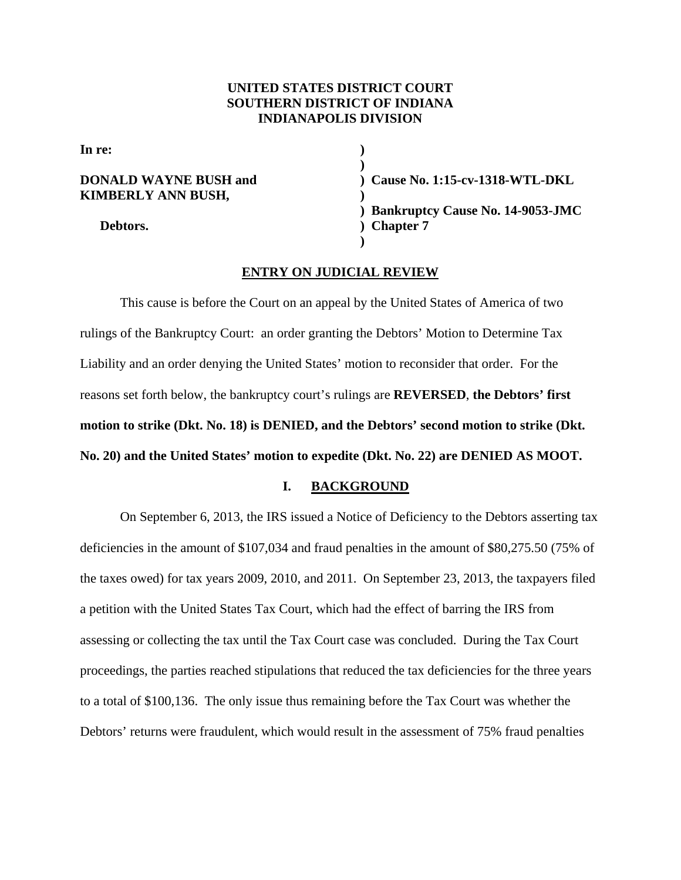**UNITED STATES DISTRICT COURT**
**SOUTHERN DISTRICT OF INDIANA**
**INDIANAPOLIS DIVISION**

| | |
|---|---|
| **In re:** | ) |
| | ) |
| **DONALD WAYNE BUSH and** | ) **Cause No. 1:15-cv-1318-WTL-DKL** |
| **KIMBERLY ANN BUSH,** | ) |
| | ) **Bankruptcy Cause No. 14-9053-JMC** |
| **Debtors.** | ) **Chapter 7** |
| | ) |

**ENTRY ON JUDICIAL REVIEW**

This cause is before the Court on an appeal by the United States of America of two rulings of the Bankruptcy Court: an order granting the Debtors' Motion to Determine Tax Liability and an order denying the United States' motion to reconsider that order. For the reasons set forth below, the bankruptcy court's rulings are **REVERSED**, **the Debtors' first motion to strike (Dkt. No. 18) is DENIED, and the Debtors' second motion to strike (Dkt. No. 20) and the United States' motion to expedite (Dkt. No. 22) are DENIED AS MOOT.**

## I. BACKGROUND

On September 6, 2013, the IRS issued a Notice of Deficiency to the Debtors asserting tax deficiencies in the amount of $107,034 and fraud penalties in the amount of $80,275.50 (75% of the taxes owed) for tax years 2009, 2010, and 2011. On September 23, 2013, the taxpayers filed a petition with the United States Tax Court, which had the effect of barring the IRS from assessing or collecting the tax until the Tax Court case was concluded. During the Tax Court proceedings, the parties reached stipulations that reduced the tax deficiencies for the three years to a total of $100,136. The only issue thus remaining before the Tax Court was whether the Debtors' returns were fraudulent, which would result in the assessment of 75% fraud penalties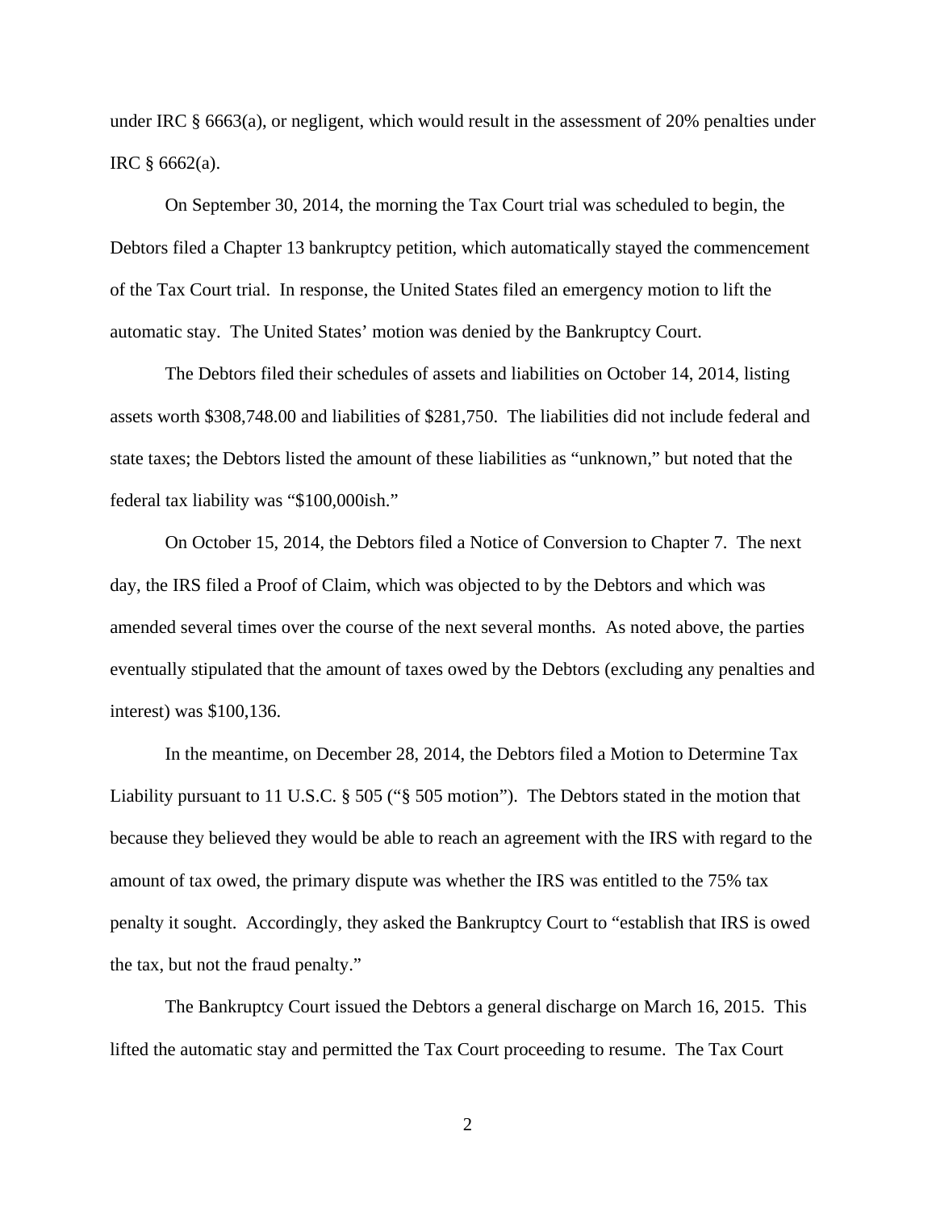under IRC § 6663(a), or negligent, which would result in the assessment of 20% penalties under IRC § 6662(a).

On September 30, 2014, the morning the Tax Court trial was scheduled to begin, the Debtors filed a Chapter 13 bankruptcy petition, which automatically stayed the commencement of the Tax Court trial. In response, the United States filed an emergency motion to lift the automatic stay. The United States' motion was denied by the Bankruptcy Court.

The Debtors filed their schedules of assets and liabilities on October 14, 2014, listing assets worth $308,748.00 and liabilities of $281,750. The liabilities did not include federal and state taxes; the Debtors listed the amount of these liabilities as "unknown," but noted that the federal tax liability was "$100,000ish."

On October 15, 2014, the Debtors filed a Notice of Conversion to Chapter 7. The next day, the IRS filed a Proof of Claim, which was objected to by the Debtors and which was amended several times over the course of the next several months. As noted above, the parties eventually stipulated that the amount of taxes owed by the Debtors (excluding any penalties and interest) was $100,136.

In the meantime, on December 28, 2014, the Debtors filed a Motion to Determine Tax Liability pursuant to 11 U.S.C. § 505 ("§ 505 motion"). The Debtors stated in the motion that because they believed they would be able to reach an agreement with the IRS with regard to the amount of tax owed, the primary dispute was whether the IRS was entitled to the 75% tax penalty it sought. Accordingly, they asked the Bankruptcy Court to "establish that IRS is owed the tax, but not the fraud penalty."

The Bankruptcy Court issued the Debtors a general discharge on March 16, 2015. This lifted the automatic stay and permitted the Tax Court proceeding to resume. The Tax Court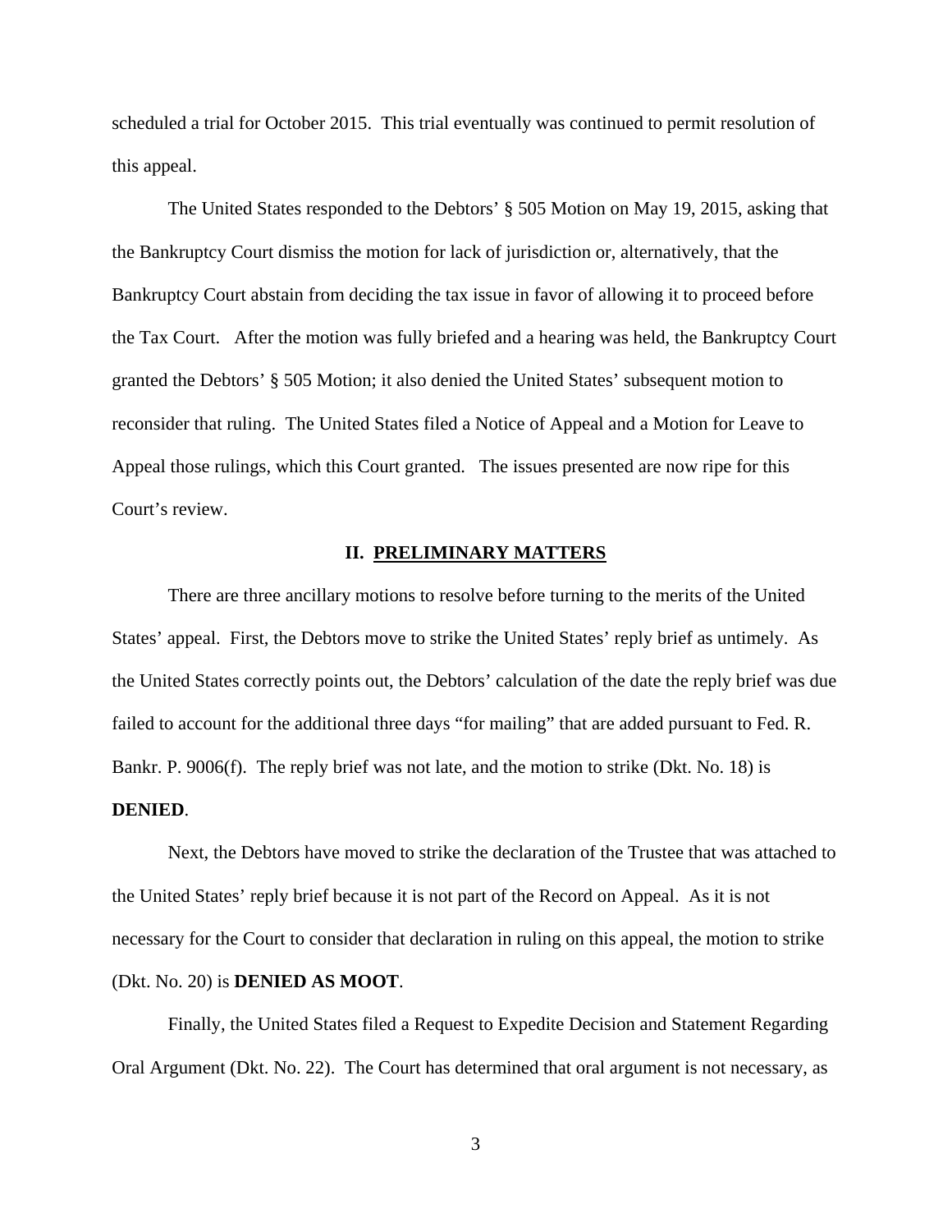scheduled a trial for October 2015. This trial eventually was continued to permit resolution of this appeal.

The United States responded to the Debtors' § 505 Motion on May 19, 2015, asking that the Bankruptcy Court dismiss the motion for lack of jurisdiction or, alternatively, that the Bankruptcy Court abstain from deciding the tax issue in favor of allowing it to proceed before the Tax Court. After the motion was fully briefed and a hearing was held, the Bankruptcy Court granted the Debtors' § 505 Motion; it also denied the United States' subsequent motion to reconsider that ruling. The United States filed a Notice of Appeal and a Motion for Leave to Appeal those rulings, which this Court granted. The issues presented are now ripe for this Court's review.

## II. PRELIMINARY MATTERS

There are three ancillary motions to resolve before turning to the merits of the United States' appeal. First, the Debtors move to strike the United States' reply brief as untimely. As the United States correctly points out, the Debtors' calculation of the date the reply brief was due failed to account for the additional three days "for mailing" that are added pursuant to Fed. R. Bankr. P. 9006(f). The reply brief was not late, and the motion to strike (Dkt. No. 18) is **DENIED**.

Next, the Debtors have moved to strike the declaration of the Trustee that was attached to the United States' reply brief because it is not part of the Record on Appeal. As it is not necessary for the Court to consider that declaration in ruling on this appeal, the motion to strike (Dkt. No. 20) is **DENIED AS MOOT**.

Finally, the United States filed a Request to Expedite Decision and Statement Regarding Oral Argument (Dkt. No. 22). The Court has determined that oral argument is not necessary, as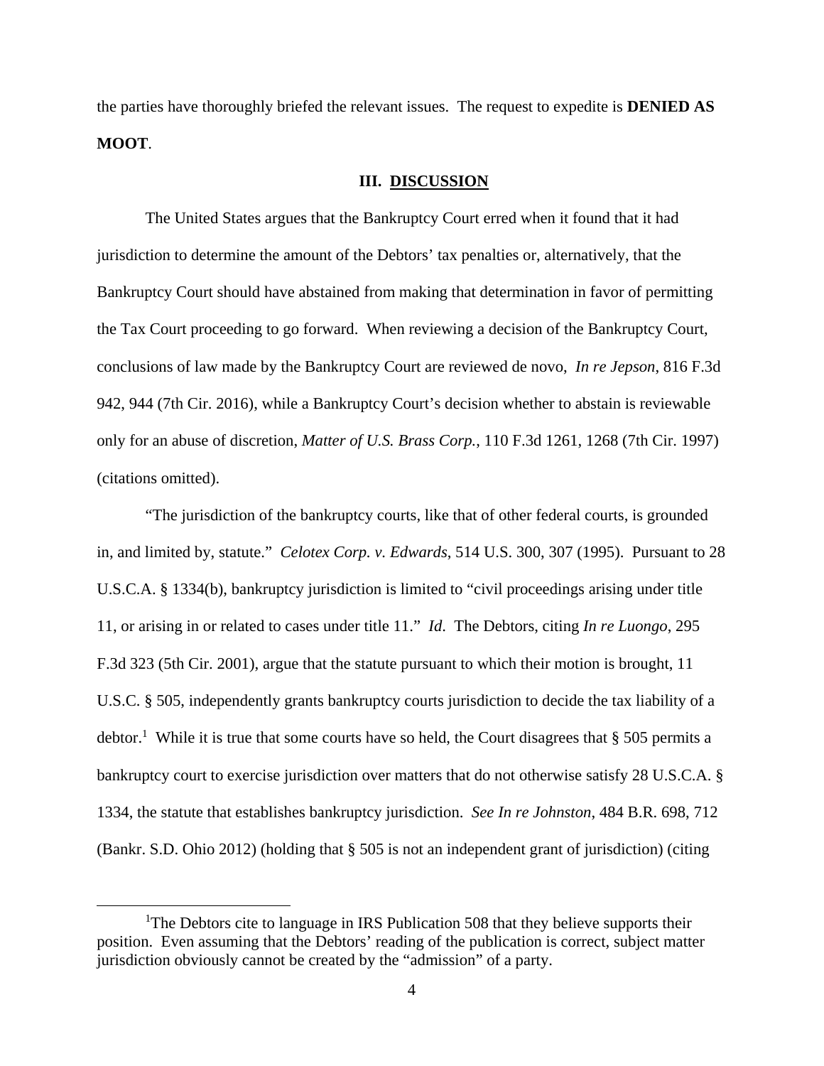the parties have thoroughly briefed the relevant issues. The request to expedite is **DENIED AS MOOT**.

### III. DISCUSSION

The United States argues that the Bankruptcy Court erred when it found that it had jurisdiction to determine the amount of the Debtors' tax penalties or, alternatively, that the Bankruptcy Court should have abstained from making that determination in favor of permitting the Tax Court proceeding to go forward. When reviewing a decision of the Bankruptcy Court, conclusions of law made by the Bankruptcy Court are reviewed de novo, *In re Jepson*, 816 F.3d 942, 944 (7th Cir. 2016), while a Bankruptcy Court's decision whether to abstain is reviewable only for an abuse of discretion, *Matter of U.S. Brass Corp.*, 110 F.3d 1261, 1268 (7th Cir. 1997) (citations omitted).

"The jurisdiction of the bankruptcy courts, like that of other federal courts, is grounded in, and limited by, statute." *Celotex Corp. v. Edwards*, 514 U.S. 300, 307 (1995). Pursuant to 28 U.S.C.A. § 1334(b), bankruptcy jurisdiction is limited to "civil proceedings arising under title 11, or arising in or related to cases under title 11." *Id*. The Debtors, citing *In re Luongo*, 295 F.3d 323 (5th Cir. 2001), argue that the statute pursuant to which their motion is brought, 11 U.S.C. § 505, independently grants bankruptcy courts jurisdiction to decide the tax liability of a debtor.[1] While it is true that some courts have so held, the Court disagrees that § 505 permits a bankruptcy court to exercise jurisdiction over matters that do not otherwise satisfy 28 U.S.C.A. § 1334, the statute that establishes bankruptcy jurisdiction. *See In re Johnston*, 484 B.R. 698, 712 (Bankr. S.D. Ohio 2012) (holding that § 505 is not an independent grant of jurisdiction) (citing

[1]The Debtors cite to language in IRS Publication 508 that they believe supports their position. Even assuming that the Debtors' reading of the publication is correct, subject matter jurisdiction obviously cannot be created by the "admission" of a party.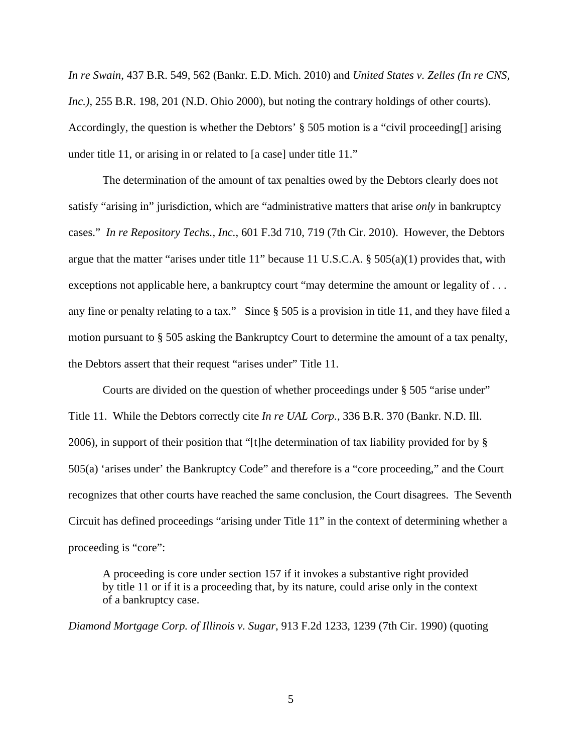*In re Swain*, 437 B.R. 549, 562 (Bankr. E.D. Mich. 2010) and *United States v. Zelles (In re CNS, Inc.)*, 255 B.R. 198, 201 (N.D. Ohio 2000), but noting the contrary holdings of other courts). Accordingly, the question is whether the Debtors' § 505 motion is a "civil proceeding[] arising under title 11, or arising in or related to [a case] under title 11."

The determination of the amount of tax penalties owed by the Debtors clearly does not satisfy "arising in" jurisdiction, which are "administrative matters that arise *only* in bankruptcy cases." *In re Repository Techs., Inc.*, 601 F.3d 710, 719 (7th Cir. 2010). However, the Debtors argue that the matter "arises under title 11" because 11 U.S.C.A. § 505(a)(1) provides that, with exceptions not applicable here, a bankruptcy court "may determine the amount or legality of . . . any fine or penalty relating to a tax." Since § 505 is a provision in title 11, and they have filed a motion pursuant to § 505 asking the Bankruptcy Court to determine the amount of a tax penalty, the Debtors assert that their request "arises under" Title 11.

Courts are divided on the question of whether proceedings under § 505 "arise under" Title 11. While the Debtors correctly cite *In re UAL Corp.*, 336 B.R. 370 (Bankr. N.D. Ill. 2006), in support of their position that "[t]he determination of tax liability provided for by § 505(a) 'arises under' the Bankruptcy Code" and therefore is a "core proceeding," and the Court recognizes that other courts have reached the same conclusion, the Court disagrees. The Seventh Circuit has defined proceedings "arising under Title 11" in the context of determining whether a proceeding is "core":

> A proceeding is core under section 157 if it invokes a substantive right provided by title 11 or if it is a proceeding that, by its nature, could arise only in the context of a bankruptcy case.

*Diamond Mortgage Corp. of Illinois v. Sugar*, 913 F.2d 1233, 1239 (7th Cir. 1990) (quoting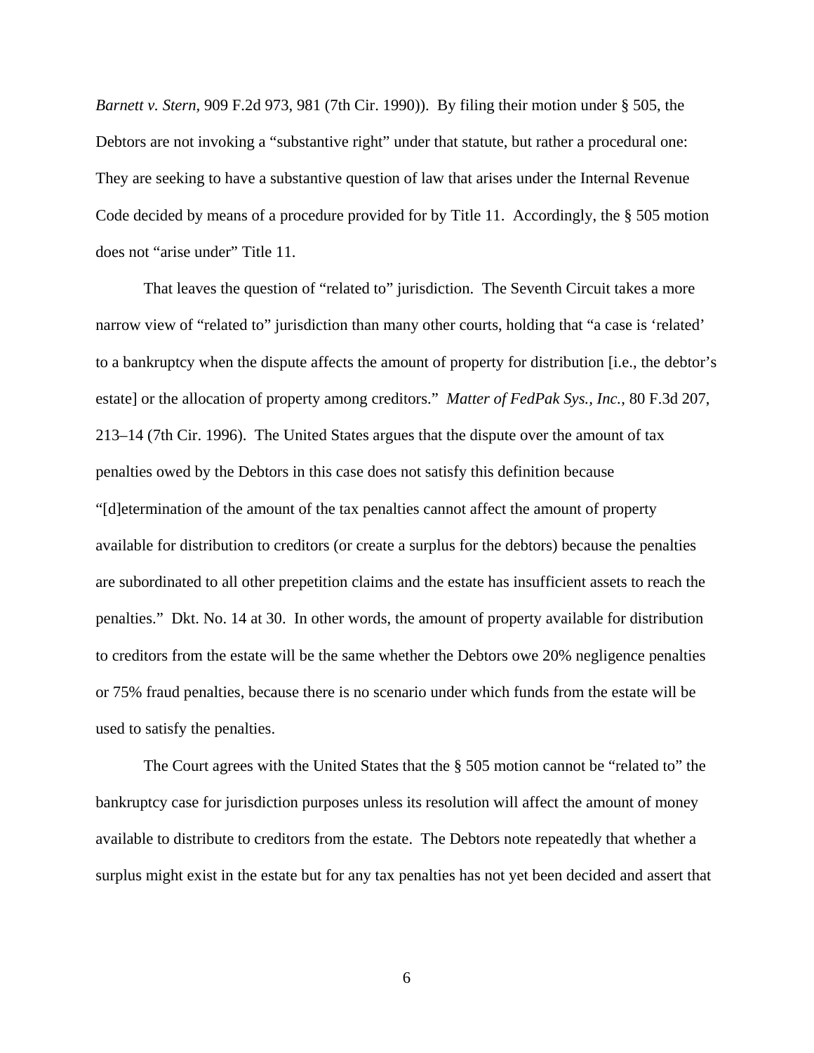*Barnett v. Stern*, 909 F.2d 973, 981 (7th Cir. 1990)). By filing their motion under § 505, the Debtors are not invoking a "substantive right" under that statute, but rather a procedural one: They are seeking to have a substantive question of law that arises under the Internal Revenue Code decided by means of a procedure provided for by Title 11. Accordingly, the § 505 motion does not "arise under" Title 11.

That leaves the question of "related to" jurisdiction. The Seventh Circuit takes a more narrow view of "related to" jurisdiction than many other courts, holding that "a case is 'related' to a bankruptcy when the dispute affects the amount of property for distribution [i.e., the debtor's estate] or the allocation of property among creditors." *Matter of FedPak Sys., Inc.*, 80 F.3d 207, 213–14 (7th Cir. 1996). The United States argues that the dispute over the amount of tax penalties owed by the Debtors in this case does not satisfy this definition because "[d]etermination of the amount of the tax penalties cannot affect the amount of property available for distribution to creditors (or create a surplus for the debtors) because the penalties are subordinated to all other prepetition claims and the estate has insufficient assets to reach the penalties." Dkt. No. 14 at 30. In other words, the amount of property available for distribution to creditors from the estate will be the same whether the Debtors owe 20% negligence penalties or 75% fraud penalties, because there is no scenario under which funds from the estate will be used to satisfy the penalties.

The Court agrees with the United States that the § 505 motion cannot be "related to" the bankruptcy case for jurisdiction purposes unless its resolution will affect the amount of money available to distribute to creditors from the estate. The Debtors note repeatedly that whether a surplus might exist in the estate but for any tax penalties has not yet been decided and assert that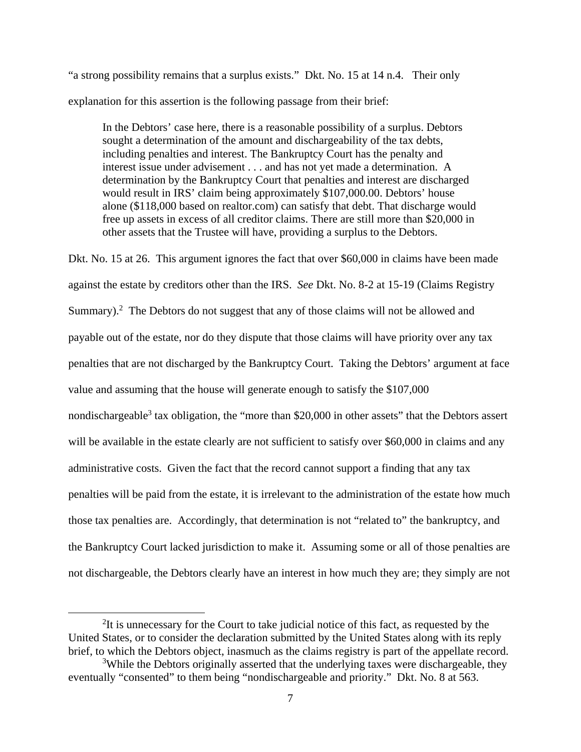"a strong possibility remains that a surplus exists." Dkt. No. 15 at 14 n.4. Their only explanation for this assertion is the following passage from their brief:

> In the Debtors' case here, there is a reasonable possibility of a surplus. Debtors sought a determination of the amount and dischargeability of the tax debts, including penalties and interest. The Bankruptcy Court has the penalty and interest issue under advisement . . . and has not yet made a determination. A determination by the Bankruptcy Court that penalties and interest are discharged would result in IRS' claim being approximately $107,000.00. Debtors' house alone ($118,000 based on realtor.com) can satisfy that debt. That discharge would free up assets in excess of all creditor claims. There are still more than $20,000 in other assets that the Trustee will have, providing a surplus to the Debtors.

Dkt. No. 15 at 26. This argument ignores the fact that over $60,000 in claims have been made against the estate by creditors other than the IRS. *See* Dkt. No. 8-2 at 15-19 (Claims Registry Summary).[2] The Debtors do not suggest that any of those claims will not be allowed and payable out of the estate, nor do they dispute that those claims will have priority over any tax penalties that are not discharged by the Bankruptcy Court. Taking the Debtors' argument at face value and assuming that the house will generate enough to satisfy the $107,000 nondischargeable[3] tax obligation, the "more than $20,000 in other assets" that the Debtors assert will be available in the estate clearly are not sufficient to satisfy over $60,000 in claims and any administrative costs. Given the fact that the record cannot support a finding that any tax penalties will be paid from the estate, it is irrelevant to the administration of the estate how much those tax penalties are. Accordingly, that determination is not "related to" the bankruptcy, and the Bankruptcy Court lacked jurisdiction to make it. Assuming some or all of those penalties are not dischargeable, the Debtors clearly have an interest in how much they are; they simply are not

---

[2] It is unnecessary for the Court to take judicial notice of this fact, as requested by the United States, or to consider the declaration submitted by the United States along with its reply brief, to which the Debtors object, inasmuch as the claims registry is part of the appellate record.

[3] While the Debtors originally asserted that the underlying taxes were dischargeable, they eventually "consented" to them being "nondischargeable and priority." Dkt. No. 8 at 563.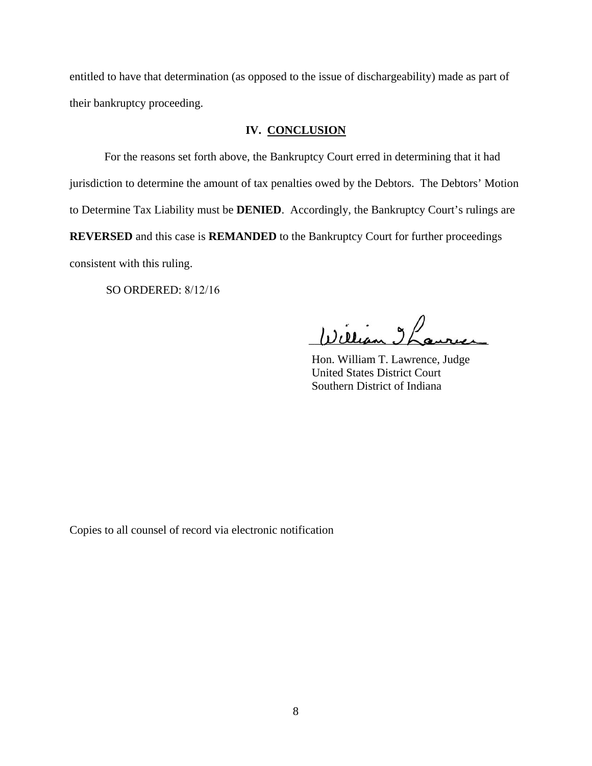entitled to have that determination (as opposed to the issue of dischargeability) made as part of their bankruptcy proceeding.

## IV. CONCLUSION

For the reasons set forth above, the Bankruptcy Court erred in determining that it had jurisdiction to determine the amount of tax penalties owed by the Debtors. The Debtors' Motion to Determine Tax Liability must be **DENIED**. Accordingly, the Bankruptcy Court's rulings are **REVERSED** and this case is **REMANDED** to the Bankruptcy Court for further proceedings consistent with this ruling.

SO ORDERED: 8/12/16

Hon. William T. Lawrence, Judge
United States District Court
Southern District of Indiana

Copies to all counsel of record via electronic notification